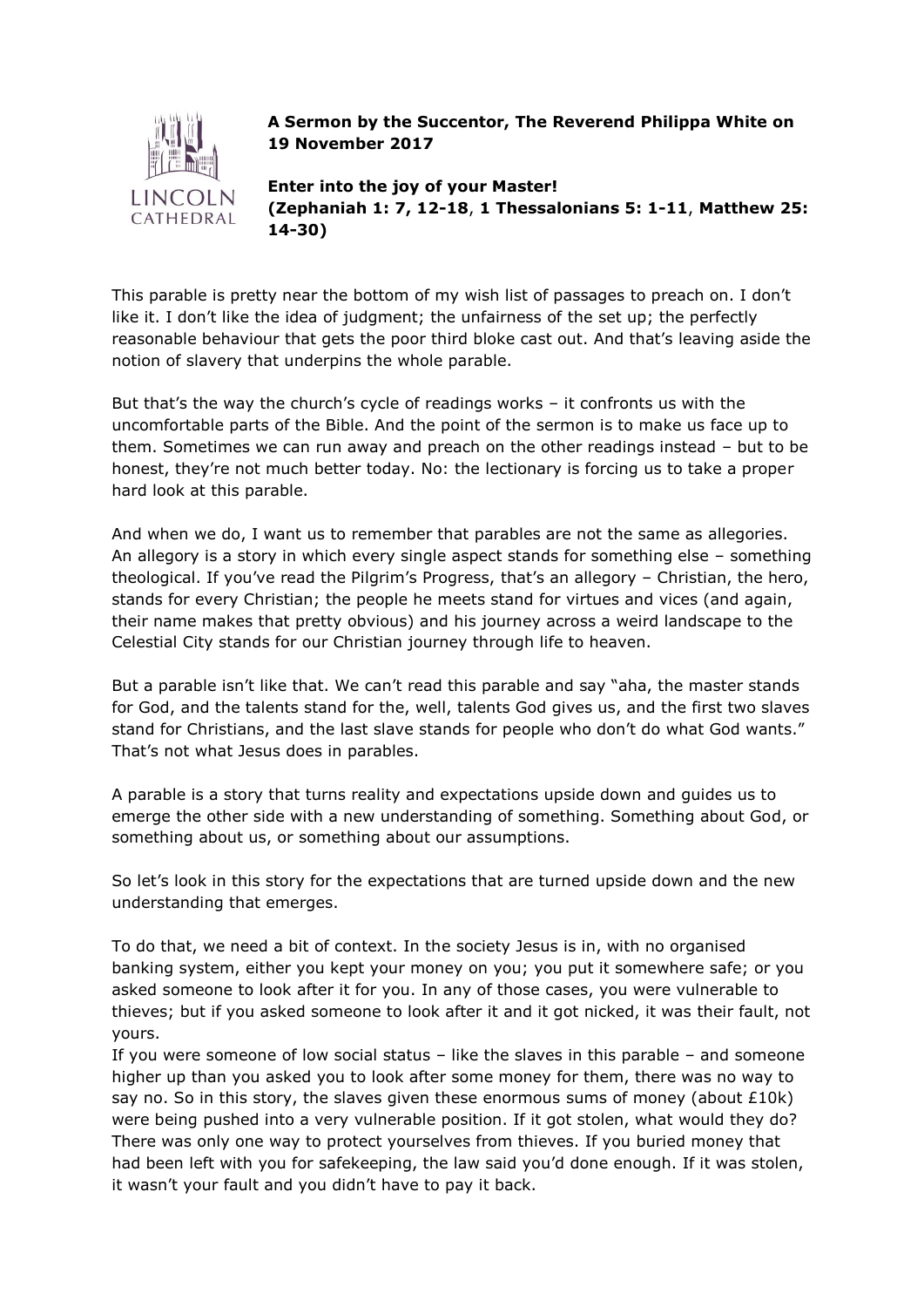**A Sermon by the Succentor, The Reverend Philippa White on 19 November 2017**

**Enter into the joy of your Master! (Zephaniah 1: 7, 12-18, 1 Thessalonians 5: 1-11, Matthew 25: 14-30)**

This parable is pretty near the bottom of my wish list of passages to preach on. I don't like it. I don't like the idea of judgment; the unfairness of the set up; the perfectly reasonable behaviour that gets the poor third bloke cast out. And that's leaving aside the notion of slavery that underpins the whole parable.

But that's the way the church's cycle of readings works – it confronts us with the uncomfortable parts of the Bible. And the point of the sermon is to make us face up to them. Sometimes we can run away and preach on the other readings instead – but to be honest, they're not much better today. No: the lectionary is forcing us to take a proper hard look at this parable.

And when we do, I want us to remember that parables are not the same as allegories. An allegory is a story in which every single aspect stands for something else – something theological. If you've read the Pilgrim's Progress, that's an allegory – Christian, the hero, stands for every Christian; the people he meets stand for virtues and vices (and again, their name makes that pretty obvious) and his journey across a weird landscape to the Celestial City stands for our Christian journey through life to heaven.

But a parable isn't like that. We can't read this parable and say "aha, the master stands for God, and the talents stand for the, well, talents God gives us, and the first two slaves stand for Christians, and the last slave stands for people who don't do what God wants." That's not what Jesus does in parables.

A parable is a story that turns reality and expectations upside down and guides us to emerge the other side with a new understanding of something. Something about God, or something about us, or something about our assumptions.

So let's look in this story for the expectations that are turned upside down and the new understanding that emerges.

To do that, we need a bit of context. In the society Jesus is in, with no organised banking system, either you kept your money on you; you put it somewhere safe; or you asked someone to look after it for you. In any of those cases, you were vulnerable to thieves; but if you asked someone to look after it and it got nicked, it was their fault, not yours.

If you were someone of low social status – like the slaves in this parable – and someone higher up than you asked you to look after some money for them, there was no way to say no. So in this story, the slaves given these enormous sums of money (about £10k) were being pushed into a very vulnerable position. If it got stolen, what would they do? There was only one way to protect yourselves from thieves. If you buried money that had been left with you for safekeeping, the law said you'd done enough. If it was stolen, it wasn't your fault and you didn't have to pay it back.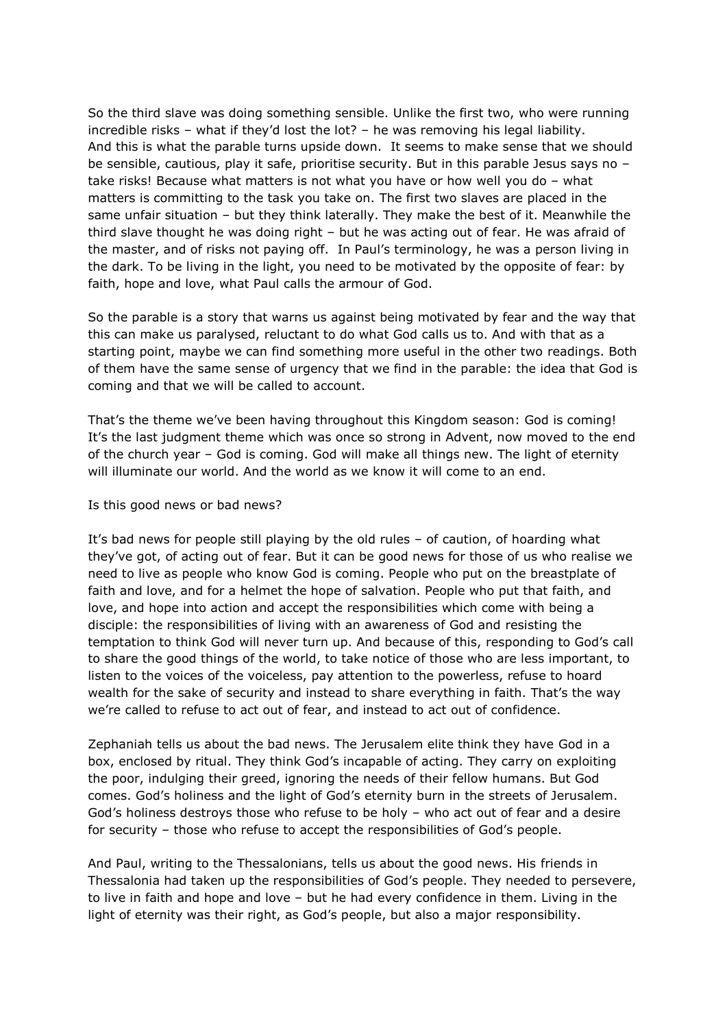So the third slave was doing something sensible. Unlike the first two, who were running incredible risks – what if they'd lost the lot? – he was removing his legal liability. And this is what the parable turns upside down. It seems to make sense that we should be sensible, cautious, play it safe, prioritise security. But in this parable Jesus says no – take risks! Because what matters is not what you have or how well you do – what matters is committing to the task you take on. The first two slaves are placed in the same unfair situation – but they think laterally. They make the best of it. Meanwhile the third slave thought he was doing right – but he was acting out of fear. He was afraid of the master, and of risks not paying off. In Paul's terminology, he was a person living in the dark. To be living in the light, you need to be motivated by the opposite of fear: by faith, hope and love, what Paul calls the armour of God.

So the parable is a story that warns us against being motivated by fear and the way that this can make us paralysed, reluctant to do what God calls us to. And with that as a starting point, maybe we can find something more useful in the other two readings. Both of them have the same sense of urgency that we find in the parable: the idea that God is coming and that we will be called to account.

That's the theme we've been having throughout this Kingdom season: God is coming! It's the last judgment theme which was once so strong in Advent, now moved to the end of the church year – God is coming. God will make all things new. The light of eternity will illuminate our world. And the world as we know it will come to an end.

Is this good news or bad news?

It's bad news for people still playing by the old rules – of caution, of hoarding what they've got, of acting out of fear. But it can be good news for those of us who realise we need to live as people who know God is coming. People who put on the breastplate of faith and love, and for a helmet the hope of salvation. People who put that faith, and love, and hope into action and accept the responsibilities which come with being a disciple: the responsibilities of living with an awareness of God and resisting the temptation to think God will never turn up. And because of this, responding to God's call to share the good things of the world, to take notice of those who are less important, to listen to the voices of the voiceless, pay attention to the powerless, refuse to hoard wealth for the sake of security and instead to share everything in faith. That's the way we're called to refuse to act out of fear, and instead to act out of confidence.

Zephaniah tells us about the bad news. The Jerusalem elite think they have God in a box, enclosed by ritual. They think God's incapable of acting. They carry on exploiting the poor, indulging their greed, ignoring the needs of their fellow humans. But God comes. God's holiness and the light of God's eternity burn in the streets of Jerusalem. God's holiness destroys those who refuse to be holy – who act out of fear and a desire for security – those who refuse to accept the responsibilities of God's people.

And Paul, writing to the Thessalonians, tells us about the good news. His friends in Thessalonia had taken up the responsibilities of God's people. They needed to persevere, to live in faith and hope and love – but he had every confidence in them. Living in the light of eternity was their right, as God's people, but also a major responsibility.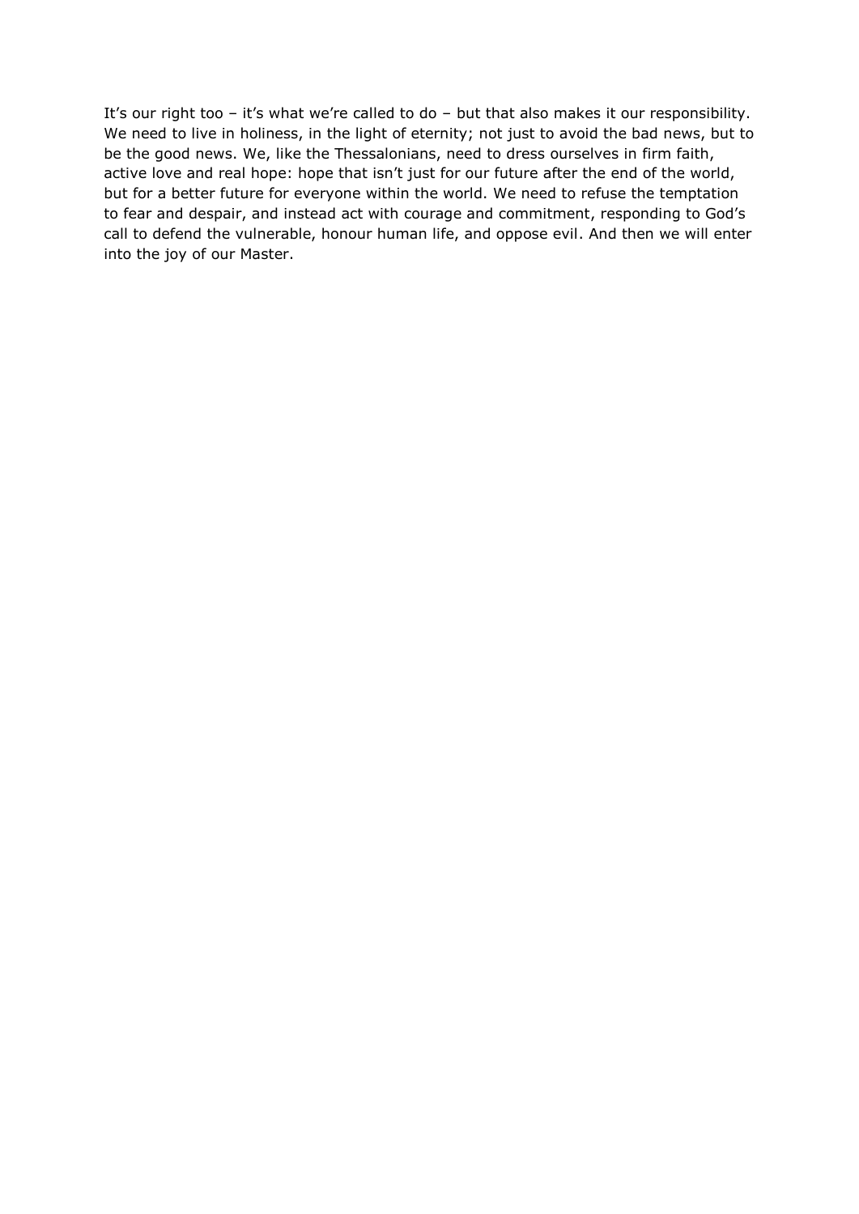It's our right too – it's what we're called to do – but that also makes it our responsibility. We need to live in holiness, in the light of eternity; not just to avoid the bad news, but to be the good news. We, like the Thessalonians, need to dress ourselves in firm faith, active love and real hope: hope that isn't just for our future after the end of the world, but for a better future for everyone within the world. We need to refuse the temptation to fear and despair, and instead act with courage and commitment, responding to God's call to defend the vulnerable, honour human life, and oppose evil. And then we will enter into the joy of our Master.